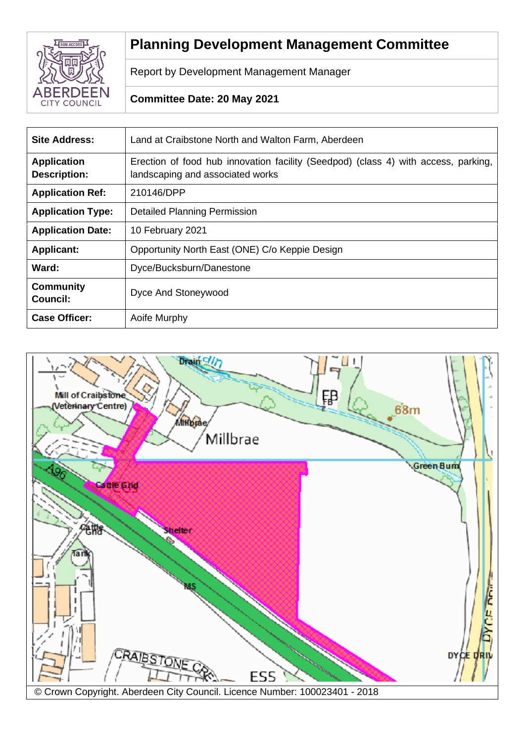# Planning Development Management Committee

Report by Development Management Manager

**Committee Date: 20 May 2021**

| | |
|---|---|
| **Site Address:** | Land at Craibstone North and Walton Farm, Aberdeen |
| **Application Description:** | Erection of food hub innovation facility (Seedpod) (class 4) with access, parking, landscaping and associated works |
| **Application Ref:** | 210146/DPP |
| **Application Type:** | Detailed Planning Permission |
| **Application Date:** | 10 February 2021 |
| **Applicant:** | Opportunity North East (ONE) C/o Keppie Design |
| **Ward:** | Dyce/Bucksburn/Danestone |
| **Community Council:** | Dyce And Stoneywood |
| **Case Officer:** | Aoife Murphy |

© Crown Copyright. Aberdeen City Council. Licence Number: 100023401 - 2018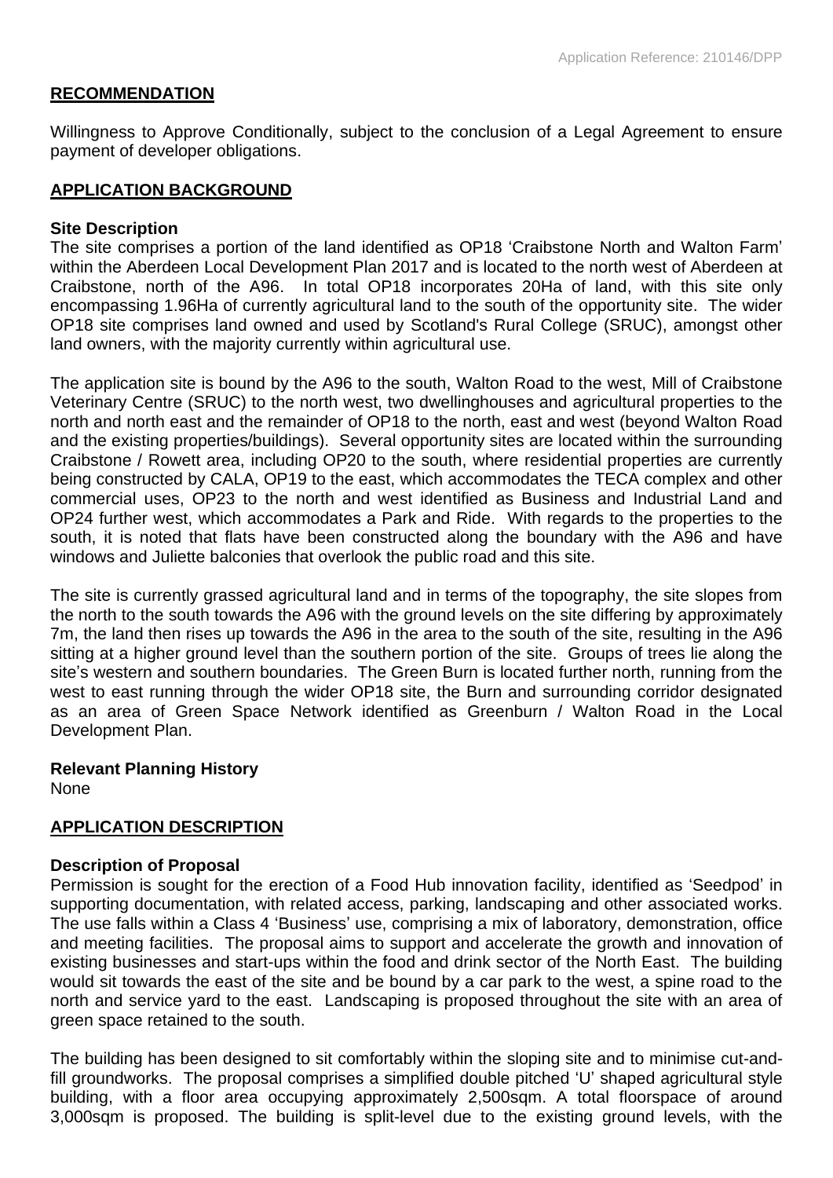## RECOMMENDATION

Willingness to Approve Conditionally, subject to the conclusion of a Legal Agreement to ensure payment of developer obligations.

## APPLICATION BACKGROUND

### Site Description

The site comprises a portion of the land identified as OP18 'Craibstone North and Walton Farm' within the Aberdeen Local Development Plan 2017 and is located to the north west of Aberdeen at Craibstone, north of the A96. In total OP18 incorporates 20Ha of land, with this site only encompassing 1.96Ha of currently agricultural land to the south of the opportunity site. The wider OP18 site comprises land owned and used by Scotland's Rural College (SRUC), amongst other land owners, with the majority currently within agricultural use.

The application site is bound by the A96 to the south, Walton Road to the west, Mill of Craibstone Veterinary Centre (SRUC) to the north west, two dwellinghouses and agricultural properties to the north and north east and the remainder of OP18 to the north, east and west (beyond Walton Road and the existing properties/buildings). Several opportunity sites are located within the surrounding Craibstone / Rowett area, including OP20 to the south, where residential properties are currently being constructed by CALA, OP19 to the east, which accommodates the TECA complex and other commercial uses, OP23 to the north and west identified as Business and Industrial Land and OP24 further west, which accommodates a Park and Ride. With regards to the properties to the south, it is noted that flats have been constructed along the boundary with the A96 and have windows and Juliette balconies that overlook the public road and this site.

The site is currently grassed agricultural land and in terms of the topography, the site slopes from the north to the south towards the A96 with the ground levels on the site differing by approximately 7m, the land then rises up towards the A96 in the area to the south of the site, resulting in the A96 sitting at a higher ground level than the southern portion of the site. Groups of trees lie along the site's western and southern boundaries. The Green Burn is located further north, running from the west to east running through the wider OP18 site, the Burn and surrounding corridor designated as an area of Green Space Network identified as Greenburn / Walton Road in the Local Development Plan.

### Relevant Planning History

None

## APPLICATION DESCRIPTION

### Description of Proposal

Permission is sought for the erection of a Food Hub innovation facility, identified as 'Seedpod' in supporting documentation, with related access, parking, landscaping and other associated works. The use falls within a Class 4 'Business' use, comprising a mix of laboratory, demonstration, office and meeting facilities. The proposal aims to support and accelerate the growth and innovation of existing businesses and start-ups within the food and drink sector of the North East. The building would sit towards the east of the site and be bound by a car park to the west, a spine road to the north and service yard to the east. Landscaping is proposed throughout the site with an area of green space retained to the south.

The building has been designed to sit comfortably within the sloping site and to minimise cut-and-fill groundworks. The proposal comprises a simplified double pitched 'U' shaped agricultural style building, with a floor area occupying approximately 2,500sqm. A total floorspace of around 3,000sqm is proposed. The building is split-level due to the existing ground levels, with the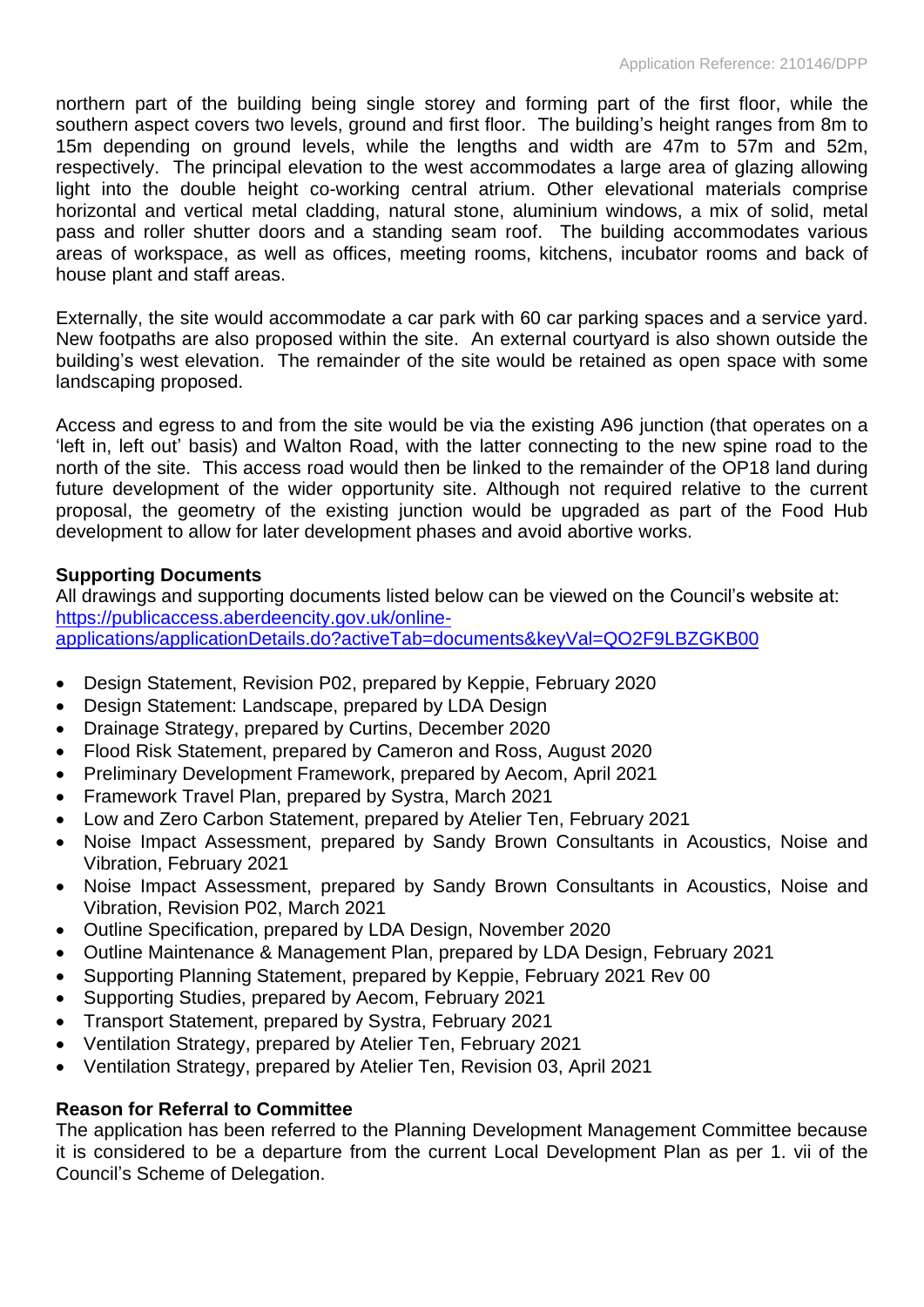northern part of the building being single storey and forming part of the first floor, while the southern aspect covers two levels, ground and first floor. The building's height ranges from 8m to 15m depending on ground levels, while the lengths and width are 47m to 57m and 52m, respectively. The principal elevation to the west accommodates a large area of glazing allowing light into the double height co-working central atrium. Other elevational materials comprise horizontal and vertical metal cladding, natural stone, aluminium windows, a mix of solid, metal pass and roller shutter doors and a standing seam roof. The building accommodates various areas of workspace, as well as offices, meeting rooms, kitchens, incubator rooms and back of house plant and staff areas.

Externally, the site would accommodate a car park with 60 car parking spaces and a service yard. New footpaths are also proposed within the site. An external courtyard is also shown outside the building's west elevation. The remainder of the site would be retained as open space with some landscaping proposed.

Access and egress to and from the site would be via the existing A96 junction (that operates on a 'left in, left out' basis) and Walton Road, with the latter connecting to the new spine road to the north of the site. This access road would then be linked to the remainder of the OP18 land during future development of the wider opportunity site. Although not required relative to the current proposal, the geometry of the existing junction would be upgraded as part of the Food Hub development to allow for later development phases and avoid abortive works.

**Supporting Documents**

All drawings and supporting documents listed below can be viewed on the Council's website at: [https://publicaccess.aberdeencity.gov.uk/online-applications/applicationDetails.do?activeTab=documents&keyVal=QO2F9LBZGKB00](https://publicaccess.aberdeencity.gov.uk/online-applications/applicationDetails.do?activeTab=documents&keyVal=QO2F9LBZGKB00)

- Design Statement, Revision P02, prepared by Keppie, February 2020
- Design Statement: Landscape, prepared by LDA Design
- Drainage Strategy, prepared by Curtins, December 2020
- Flood Risk Statement, prepared by Cameron and Ross, August 2020
- Preliminary Development Framework, prepared by Aecom, April 2021
- Framework Travel Plan, prepared by Systra, March 2021
- Low and Zero Carbon Statement, prepared by Atelier Ten, February 2021
- Noise Impact Assessment, prepared by Sandy Brown Consultants in Acoustics, Noise and Vibration, February 2021
- Noise Impact Assessment, prepared by Sandy Brown Consultants in Acoustics, Noise and Vibration, Revision P02, March 2021
- Outline Specification, prepared by LDA Design, November 2020
- Outline Maintenance & Management Plan, prepared by LDA Design, February 2021
- Supporting Planning Statement, prepared by Keppie, February 2021 Rev 00
- Supporting Studies, prepared by Aecom, February 2021
- Transport Statement, prepared by Systra, February 2021
- Ventilation Strategy, prepared by Atelier Ten, February 2021
- Ventilation Strategy, prepared by Atelier Ten, Revision 03, April 2021

**Reason for Referral to Committee**

The application has been referred to the Planning Development Management Committee because it is considered to be a departure from the current Local Development Plan as per 1. vii of the Council's Scheme of Delegation.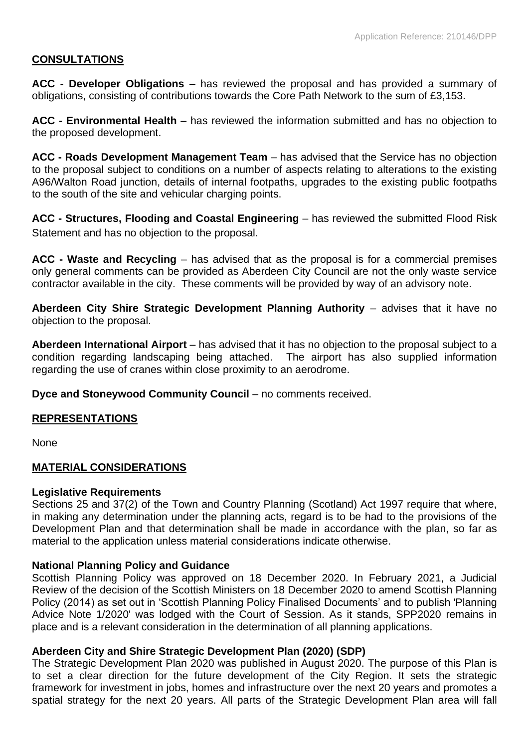## CONSULTATIONS

**ACC - Developer Obligations** – has reviewed the proposal and has provided a summary of obligations, consisting of contributions towards the Core Path Network to the sum of £3,153.

**ACC - Environmental Health** – has reviewed the information submitted and has no objection to the proposed development.

**ACC - Roads Development Management Team** – has advised that the Service has no objection to the proposal subject to conditions on a number of aspects relating to alterations to the existing A96/Walton Road junction, details of internal footpaths, upgrades to the existing public footpaths to the south of the site and vehicular charging points.

**ACC - Structures, Flooding and Coastal Engineering** – has reviewed the submitted Flood Risk Statement and has no objection to the proposal.

**ACC - Waste and Recycling** – has advised that as the proposal is for a commercial premises only general comments can be provided as Aberdeen City Council are not the only waste service contractor available in the city. These comments will be provided by way of an advisory note.

**Aberdeen City Shire Strategic Development Planning Authority** – advises that it have no objection to the proposal.

**Aberdeen International Airport** – has advised that it has no objection to the proposal subject to a condition regarding landscaping being attached. The airport has also supplied information regarding the use of cranes within close proximity to an aerodrome.

**Dyce and Stoneywood Community Council** – no comments received.

## REPRESENTATIONS

None

## MATERIAL CONSIDERATIONS

### Legislative Requirements

Sections 25 and 37(2) of the Town and Country Planning (Scotland) Act 1997 require that where, in making any determination under the planning acts, regard is to be had to the provisions of the Development Plan and that determination shall be made in accordance with the plan, so far as material to the application unless material considerations indicate otherwise.

### National Planning Policy and Guidance

Scottish Planning Policy was approved on 18 December 2020. In February 2021, a Judicial Review of the decision of the Scottish Ministers on 18 December 2020 to amend Scottish Planning Policy (2014) as set out in 'Scottish Planning Policy Finalised Documents' and to publish 'Planning Advice Note 1/2020' was lodged with the Court of Session. As it stands, SPP2020 remains in place and is a relevant consideration in the determination of all planning applications.

### Aberdeen City and Shire Strategic Development Plan (2020) (SDP)

The Strategic Development Plan 2020 was published in August 2020. The purpose of this Plan is to set a clear direction for the future development of the City Region. It sets the strategic framework for investment in jobs, homes and infrastructure over the next 20 years and promotes a spatial strategy for the next 20 years. All parts of the Strategic Development Plan area will fall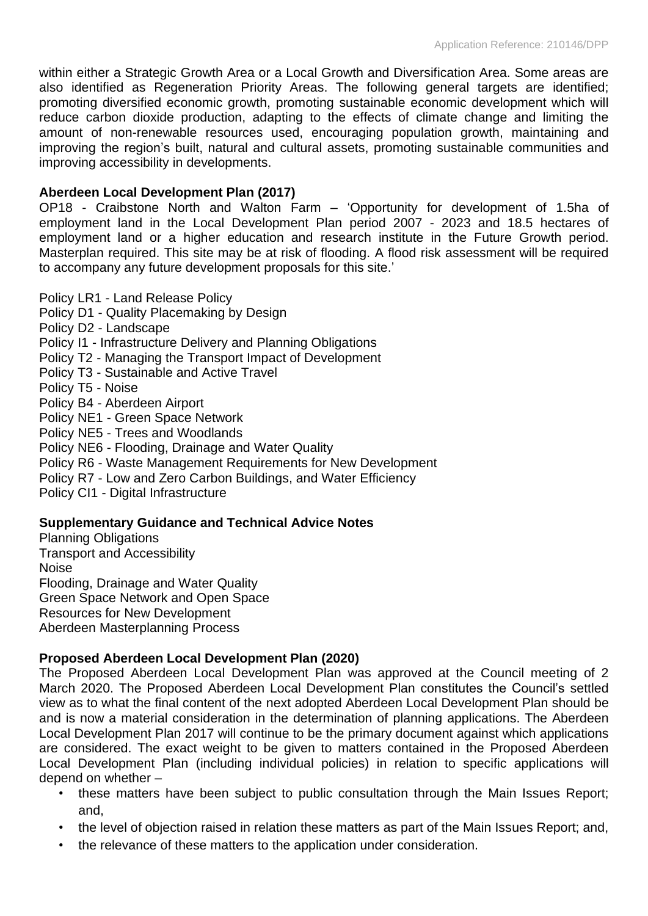within either a Strategic Growth Area or a Local Growth and Diversification Area. Some areas are also identified as Regeneration Priority Areas. The following general targets are identified; promoting diversified economic growth, promoting sustainable economic development which will reduce carbon dioxide production, adapting to the effects of climate change and limiting the amount of non-renewable resources used, encouraging population growth, maintaining and improving the region's built, natural and cultural assets, promoting sustainable communities and improving accessibility in developments.

**Aberdeen Local Development Plan (2017)**

OP18 - Craibstone North and Walton Farm – 'Opportunity for development of 1.5ha of employment land in the Local Development Plan period 2007 - 2023 and 18.5 hectares of employment land or a higher education and research institute in the Future Growth period. Masterplan required. This site may be at risk of flooding. A flood risk assessment will be required to accompany any future development proposals for this site.'

Policy LR1 - Land Release Policy
Policy D1 - Quality Placemaking by Design
Policy D2 - Landscape
Policy I1 - Infrastructure Delivery and Planning Obligations
Policy T2 - Managing the Transport Impact of Development
Policy T3 - Sustainable and Active Travel
Policy T5 - Noise
Policy B4 - Aberdeen Airport
Policy NE1 - Green Space Network
Policy NE5 - Trees and Woodlands
Policy NE6 - Flooding, Drainage and Water Quality
Policy R6 - Waste Management Requirements for New Development
Policy R7 - Low and Zero Carbon Buildings, and Water Efficiency
Policy CI1 - Digital Infrastructure

**Supplementary Guidance and Technical Advice Notes**

Planning Obligations
Transport and Accessibility
Noise
Flooding, Drainage and Water Quality
Green Space Network and Open Space
Resources for New Development
Aberdeen Masterplanning Process

**Proposed Aberdeen Local Development Plan (2020)**

The Proposed Aberdeen Local Development Plan was approved at the Council meeting of 2 March 2020. The Proposed Aberdeen Local Development Plan constitutes the Council's settled view as to what the final content of the next adopted Aberdeen Local Development Plan should be and is now a material consideration in the determination of planning applications. The Aberdeen Local Development Plan 2017 will continue to be the primary document against which applications are considered. The exact weight to be given to matters contained in the Proposed Aberdeen Local Development Plan (including individual policies) in relation to specific applications will depend on whether –

- these matters have been subject to public consultation through the Main Issues Report; and,
- the level of objection raised in relation these matters as part of the Main Issues Report; and,
- the relevance of these matters to the application under consideration.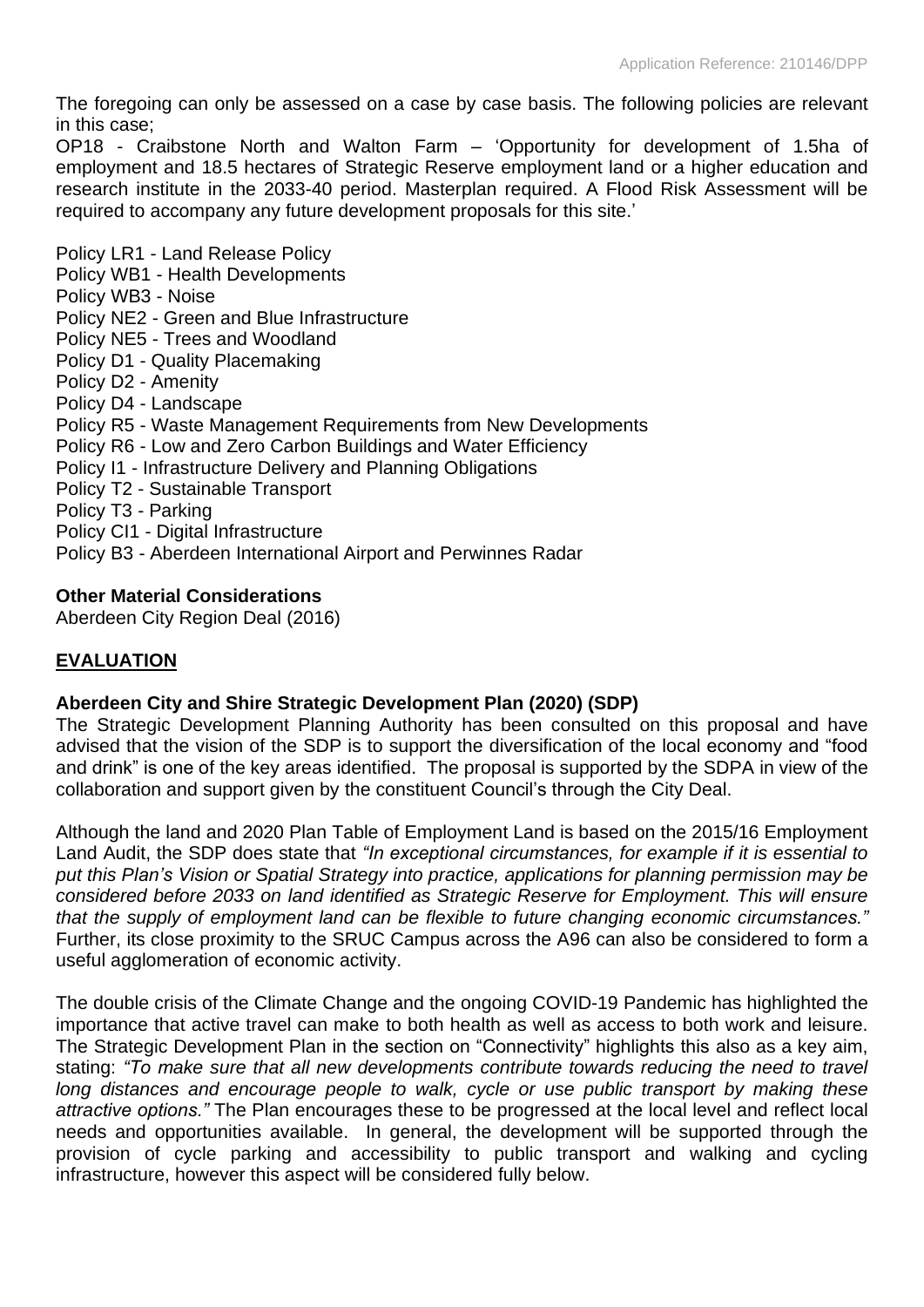The foregoing can only be assessed on a case by case basis. The following policies are relevant in this case;

OP18 - Craibstone North and Walton Farm – 'Opportunity for development of 1.5ha of employment and 18.5 hectares of Strategic Reserve employment land or a higher education and research institute in the 2033-40 period. Masterplan required. A Flood Risk Assessment will be required to accompany any future development proposals for this site.'

Policy LR1 - Land Release Policy
Policy WB1 - Health Developments
Policy WB3 - Noise
Policy NE2 - Green and Blue Infrastructure
Policy NE5 - Trees and Woodland
Policy D1 - Quality Placemaking
Policy D2 - Amenity
Policy D4 - Landscape
Policy R5 - Waste Management Requirements from New Developments
Policy R6 - Low and Zero Carbon Buildings and Water Efficiency
Policy I1 - Infrastructure Delivery and Planning Obligations
Policy T2 - Sustainable Transport
Policy T3 - Parking
Policy CI1 - Digital Infrastructure
Policy B3 - Aberdeen International Airport and Perwinnes Radar

**Other Material Considerations**

Aberdeen City Region Deal (2016)

## EVALUATION

**Aberdeen City and Shire Strategic Development Plan (2020) (SDP)**

The Strategic Development Planning Authority has been consulted on this proposal and have advised that the vision of the SDP is to support the diversification of the local economy and "food and drink" is one of the key areas identified. The proposal is supported by the SDPA in view of the collaboration and support given by the constituent Council's through the City Deal.

Although the land and 2020 Plan Table of Employment Land is based on the 2015/16 Employment Land Audit, the SDP does state that *"In exceptional circumstances, for example if it is essential to put this Plan's Vision or Spatial Strategy into practice, applications for planning permission may be considered before 2033 on land identified as Strategic Reserve for Employment. This will ensure that the supply of employment land can be flexible to future changing economic circumstances."* Further, its close proximity to the SRUC Campus across the A96 can also be considered to form a useful agglomeration of economic activity.

The double crisis of the Climate Change and the ongoing COVID-19 Pandemic has highlighted the importance that active travel can make to both health as well as access to both work and leisure. The Strategic Development Plan in the section on "Connectivity" highlights this also as a key aim, stating: *"To make sure that all new developments contribute towards reducing the need to travel long distances and encourage people to walk, cycle or use public transport by making these attractive options."* The Plan encourages these to be progressed at the local level and reflect local needs and opportunities available. In general, the development will be supported through the provision of cycle parking and accessibility to public transport and walking and cycling infrastructure, however this aspect will be considered fully below.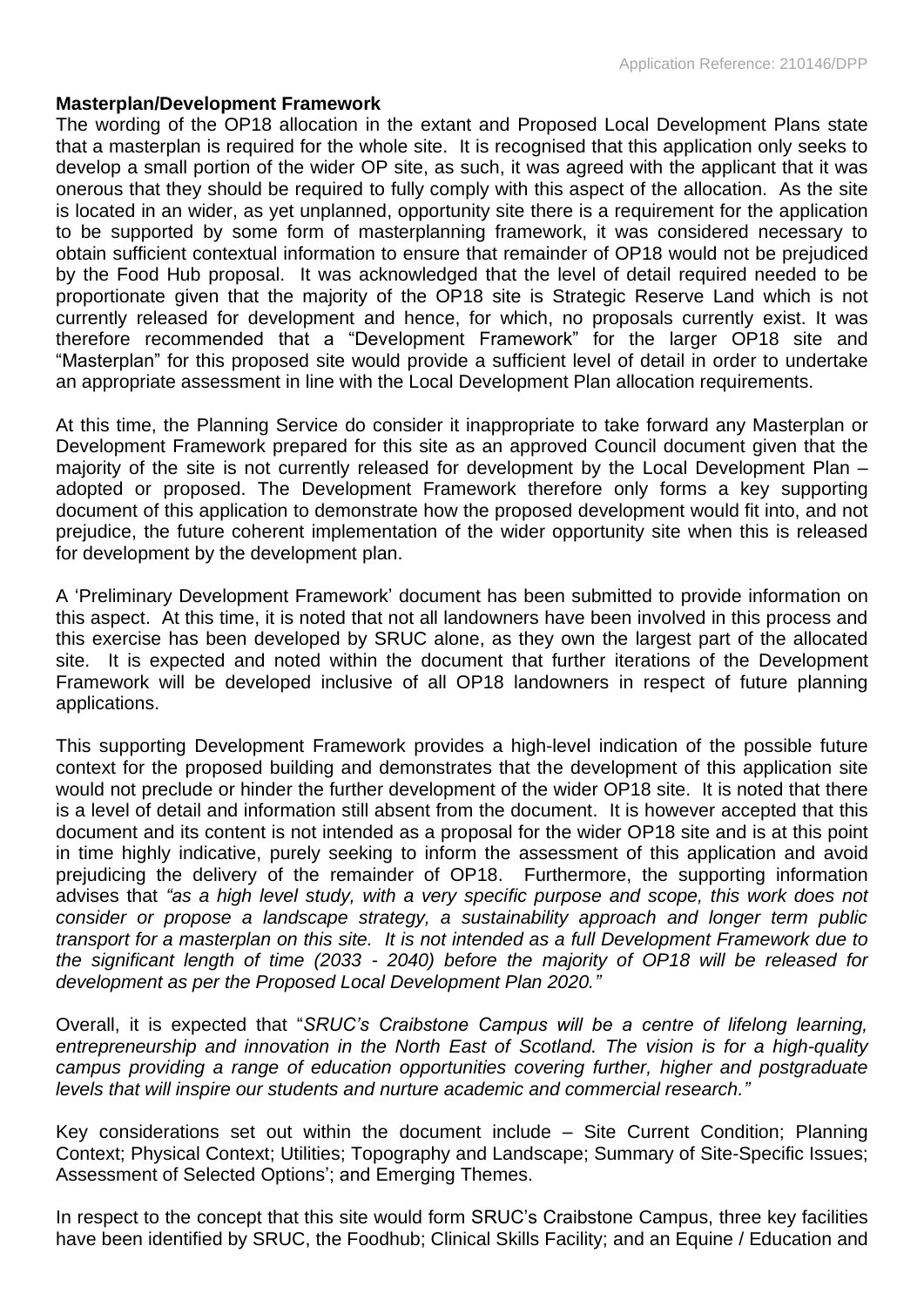**Masterplan/Development Framework**

The wording of the OP18 allocation in the extant and Proposed Local Development Plans state that a masterplan is required for the whole site. It is recognised that this application only seeks to develop a small portion of the wider OP site, as such, it was agreed with the applicant that it was onerous that they should be required to fully comply with this aspect of the allocation. As the site is located in an wider, as yet unplanned, opportunity site there is a requirement for the application to be supported by some form of masterplanning framework, it was considered necessary to obtain sufficient contextual information to ensure that remainder of OP18 would not be prejudiced by the Food Hub proposal. It was acknowledged that the level of detail required needed to be proportionate given that the majority of the OP18 site is Strategic Reserve Land which is not currently released for development and hence, for which, no proposals currently exist. It was therefore recommended that a "Development Framework" for the larger OP18 site and "Masterplan" for this proposed site would provide a sufficient level of detail in order to undertake an appropriate assessment in line with the Local Development Plan allocation requirements.

At this time, the Planning Service do consider it inappropriate to take forward any Masterplan or Development Framework prepared for this site as an approved Council document given that the majority of the site is not currently released for development by the Local Development Plan – adopted or proposed. The Development Framework therefore only forms a key supporting document of this application to demonstrate how the proposed development would fit into, and not prejudice, the future coherent implementation of the wider opportunity site when this is released for development by the development plan.

A 'Preliminary Development Framework' document has been submitted to provide information on this aspect. At this time, it is noted that not all landowners have been involved in this process and this exercise has been developed by SRUC alone, as they own the largest part of the allocated site. It is expected and noted within the document that further iterations of the Development Framework will be developed inclusive of all OP18 landowners in respect of future planning applications.

This supporting Development Framework provides a high-level indication of the possible future context for the proposed building and demonstrates that the development of this application site would not preclude or hinder the further development of the wider OP18 site. It is noted that there is a level of detail and information still absent from the document. It is however accepted that this document and its content is not intended as a proposal for the wider OP18 site and is at this point in time highly indicative, purely seeking to inform the assessment of this application and avoid prejudicing the delivery of the remainder of OP18. Furthermore, the supporting information advises that *"as a high level study, with a very specific purpose and scope, this work does not consider or propose a landscape strategy, a sustainability approach and longer term public transport for a masterplan on this site. It is not intended as a full Development Framework due to the significant length of time (2033 - 2040) before the majority of OP18 will be released for development as per the Proposed Local Development Plan 2020."*

Overall, it is expected that "*SRUC's Craibstone Campus will be a centre of lifelong learning, entrepreneurship and innovation in the North East of Scotland. The vision is for a high-quality campus providing a range of education opportunities covering further, higher and postgraduate levels that will inspire our students and nurture academic and commercial research."*

Key considerations set out within the document include – Site Current Condition; Planning Context; Physical Context; Utilities; Topography and Landscape; Summary of Site-Specific Issues; Assessment of Selected Options'; and Emerging Themes.

In respect to the concept that this site would form SRUC's Craibstone Campus, three key facilities have been identified by SRUC, the Foodhub; Clinical Skills Facility; and an Equine / Education and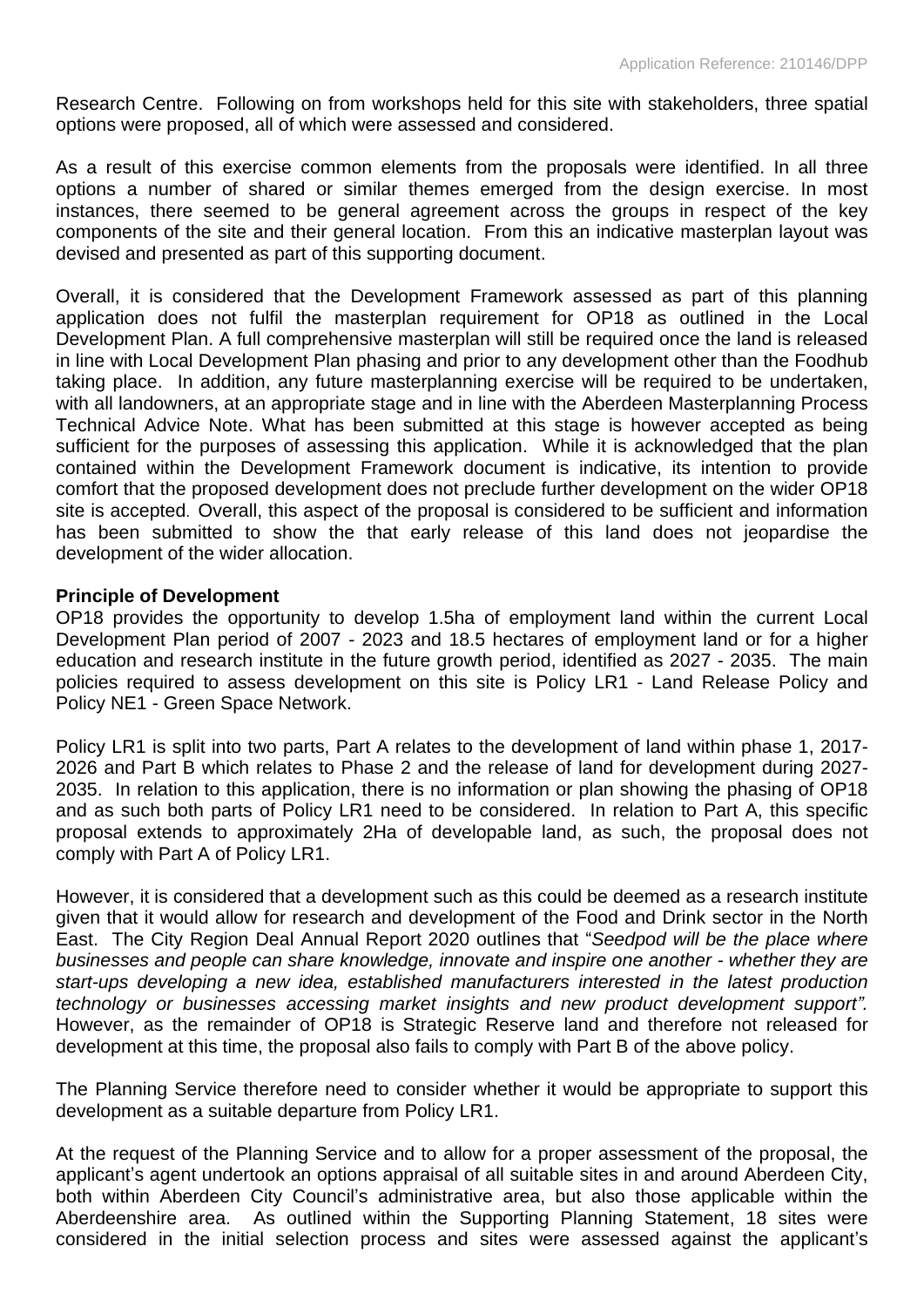Research Centre. Following on from workshops held for this site with stakeholders, three spatial options were proposed, all of which were assessed and considered.

As a result of this exercise common elements from the proposals were identified. In all three options a number of shared or similar themes emerged from the design exercise. In most instances, there seemed to be general agreement across the groups in respect of the key components of the site and their general location. From this an indicative masterplan layout was devised and presented as part of this supporting document.

Overall, it is considered that the Development Framework assessed as part of this planning application does not fulfil the masterplan requirement for OP18 as outlined in the Local Development Plan. A full comprehensive masterplan will still be required once the land is released in line with Local Development Plan phasing and prior to any development other than the Foodhub taking place. In addition, any future masterplanning exercise will be required to be undertaken, with all landowners, at an appropriate stage and in line with the Aberdeen Masterplanning Process Technical Advice Note. What has been submitted at this stage is however accepted as being sufficient for the purposes of assessing this application. While it is acknowledged that the plan contained within the Development Framework document is indicative, its intention to provide comfort that the proposed development does not preclude further development on the wider OP18 site is accepted. Overall, this aspect of the proposal is considered to be sufficient and information has been submitted to show the that early release of this land does not jeopardise the development of the wider allocation.

**Principle of Development**

OP18 provides the opportunity to develop 1.5ha of employment land within the current Local Development Plan period of 2007 - 2023 and 18.5 hectares of employment land or for a higher education and research institute in the future growth period, identified as 2027 - 2035. The main policies required to assess development on this site is Policy LR1 - Land Release Policy and Policy NE1 - Green Space Network.

Policy LR1 is split into two parts, Part A relates to the development of land within phase 1, 2017-2026 and Part B which relates to Phase 2 and the release of land for development during 2027-2035. In relation to this application, there is no information or plan showing the phasing of OP18 and as such both parts of Policy LR1 need to be considered. In relation to Part A, this specific proposal extends to approximately 2Ha of developable land, as such, the proposal does not comply with Part A of Policy LR1.

However, it is considered that a development such as this could be deemed as a research institute given that it would allow for research and development of the Food and Drink sector in the North East. The City Region Deal Annual Report 2020 outlines that "*Seedpod will be the place where businesses and people can share knowledge, innovate and inspire one another - whether they are start-ups developing a new idea, established manufacturers interested in the latest production technology or businesses accessing market insights and new product development support"*. However, as the remainder of OP18 is Strategic Reserve land and therefore not released for development at this time, the proposal also fails to comply with Part B of the above policy.

The Planning Service therefore need to consider whether it would be appropriate to support this development as a suitable departure from Policy LR1.

At the request of the Planning Service and to allow for a proper assessment of the proposal, the applicant's agent undertook an options appraisal of all suitable sites in and around Aberdeen City, both within Aberdeen City Council's administrative area, but also those applicable within the Aberdeenshire area. As outlined within the Supporting Planning Statement, 18 sites were considered in the initial selection process and sites were assessed against the applicant's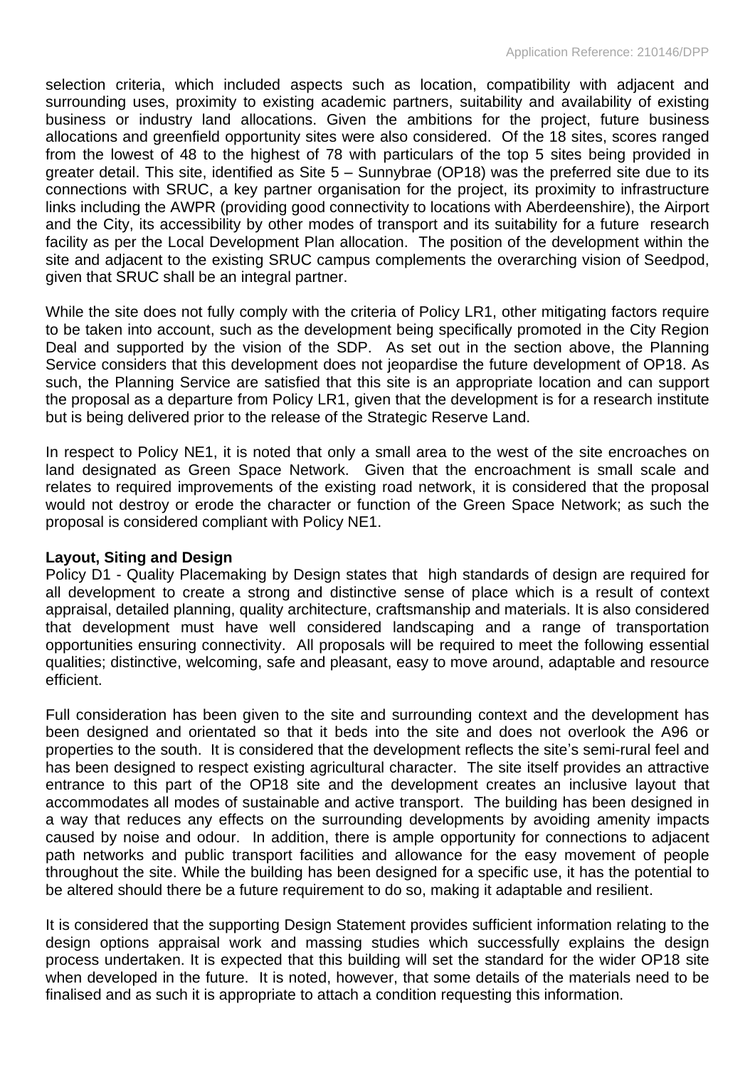selection criteria, which included aspects such as location, compatibility with adjacent and surrounding uses, proximity to existing academic partners, suitability and availability of existing business or industry land allocations. Given the ambitions for the project, future business allocations and greenfield opportunity sites were also considered. Of the 18 sites, scores ranged from the lowest of 48 to the highest of 78 with particulars of the top 5 sites being provided in greater detail. This site, identified as Site 5 – Sunnybrae (OP18) was the preferred site due to its connections with SRUC, a key partner organisation for the project, its proximity to infrastructure links including the AWPR (providing good connectivity to locations with Aberdeenshire), the Airport and the City, its accessibility by other modes of transport and its suitability for a future research facility as per the Local Development Plan allocation. The position of the development within the site and adjacent to the existing SRUC campus complements the overarching vision of Seedpod, given that SRUC shall be an integral partner.

While the site does not fully comply with the criteria of Policy LR1, other mitigating factors require to be taken into account, such as the development being specifically promoted in the City Region Deal and supported by the vision of the SDP. As set out in the section above, the Planning Service considers that this development does not jeopardise the future development of OP18. As such, the Planning Service are satisfied that this site is an appropriate location and can support the proposal as a departure from Policy LR1, given that the development is for a research institute but is being delivered prior to the release of the Strategic Reserve Land.

In respect to Policy NE1, it is noted that only a small area to the west of the site encroaches on land designated as Green Space Network. Given that the encroachment is small scale and relates to required improvements of the existing road network, it is considered that the proposal would not destroy or erode the character or function of the Green Space Network; as such the proposal is considered compliant with Policy NE1.

**Layout, Siting and Design**

Policy D1 - Quality Placemaking by Design states that high standards of design are required for all development to create a strong and distinctive sense of place which is a result of context appraisal, detailed planning, quality architecture, craftsmanship and materials. It is also considered that development must have well considered landscaping and a range of transportation opportunities ensuring connectivity. All proposals will be required to meet the following essential qualities; distinctive, welcoming, safe and pleasant, easy to move around, adaptable and resource efficient.

Full consideration has been given to the site and surrounding context and the development has been designed and orientated so that it beds into the site and does not overlook the A96 or properties to the south. It is considered that the development reflects the site's semi-rural feel and has been designed to respect existing agricultural character. The site itself provides an attractive entrance to this part of the OP18 site and the development creates an inclusive layout that accommodates all modes of sustainable and active transport. The building has been designed in a way that reduces any effects on the surrounding developments by avoiding amenity impacts caused by noise and odour. In addition, there is ample opportunity for connections to adjacent path networks and public transport facilities and allowance for the easy movement of people throughout the site. While the building has been designed for a specific use, it has the potential to be altered should there be a future requirement to do so, making it adaptable and resilient.

It is considered that the supporting Design Statement provides sufficient information relating to the design options appraisal work and massing studies which successfully explains the design process undertaken. It is expected that this building will set the standard for the wider OP18 site when developed in the future. It is noted, however, that some details of the materials need to be finalised and as such it is appropriate to attach a condition requesting this information.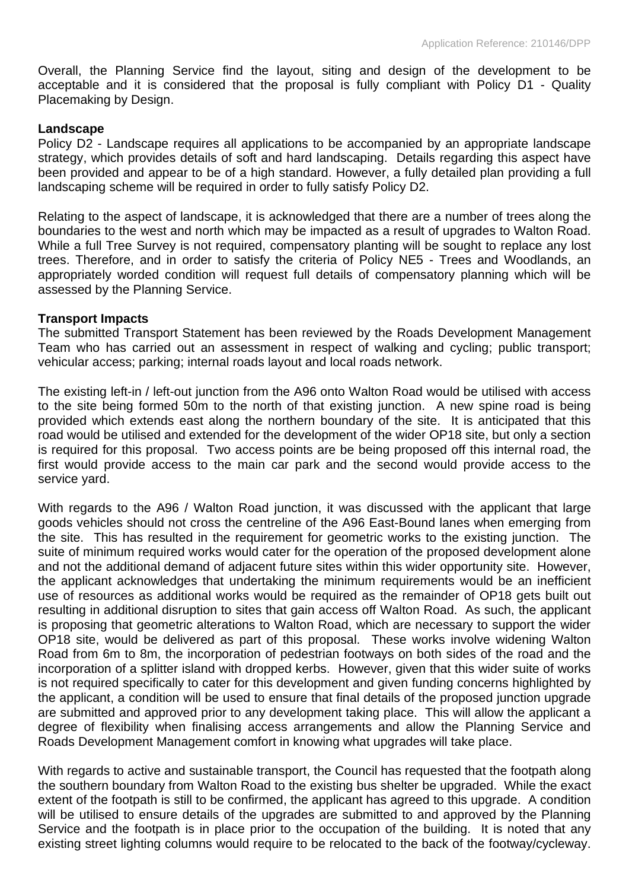Overall, the Planning Service find the layout, siting and design of the development to be acceptable and it is considered that the proposal is fully compliant with Policy D1 - Quality Placemaking by Design.

**Landscape**

Policy D2 - Landscape requires all applications to be accompanied by an appropriate landscape strategy, which provides details of soft and hard landscaping. Details regarding this aspect have been provided and appear to be of a high standard. However, a fully detailed plan providing a full landscaping scheme will be required in order to fully satisfy Policy D2.

Relating to the aspect of landscape, it is acknowledged that there are a number of trees along the boundaries to the west and north which may be impacted as a result of upgrades to Walton Road. While a full Tree Survey is not required, compensatory planting will be sought to replace any lost trees. Therefore, and in order to satisfy the criteria of Policy NE5 - Trees and Woodlands, an appropriately worded condition will request full details of compensatory planning which will be assessed by the Planning Service.

**Transport Impacts**

The submitted Transport Statement has been reviewed by the Roads Development Management Team who has carried out an assessment in respect of walking and cycling; public transport; vehicular access; parking; internal roads layout and local roads network.

The existing left-in / left-out junction from the A96 onto Walton Road would be utilised with access to the site being formed 50m to the north of that existing junction. A new spine road is being provided which extends east along the northern boundary of the site. It is anticipated that this road would be utilised and extended for the development of the wider OP18 site, but only a section is required for this proposal. Two access points are be being proposed off this internal road, the first would provide access to the main car park and the second would provide access to the service yard.

With regards to the A96 / Walton Road junction, it was discussed with the applicant that large goods vehicles should not cross the centreline of the A96 East-Bound lanes when emerging from the site. This has resulted in the requirement for geometric works to the existing junction. The suite of minimum required works would cater for the operation of the proposed development alone and not the additional demand of adjacent future sites within this wider opportunity site. However, the applicant acknowledges that undertaking the minimum requirements would be an inefficient use of resources as additional works would be required as the remainder of OP18 gets built out resulting in additional disruption to sites that gain access off Walton Road. As such, the applicant is proposing that geometric alterations to Walton Road, which are necessary to support the wider OP18 site, would be delivered as part of this proposal. These works involve widening Walton Road from 6m to 8m, the incorporation of pedestrian footways on both sides of the road and the incorporation of a splitter island with dropped kerbs. However, given that this wider suite of works is not required specifically to cater for this development and given funding concerns highlighted by the applicant, a condition will be used to ensure that final details of the proposed junction upgrade are submitted and approved prior to any development taking place. This will allow the applicant a degree of flexibility when finalising access arrangements and allow the Planning Service and Roads Development Management comfort in knowing what upgrades will take place.

With regards to active and sustainable transport, the Council has requested that the footpath along the southern boundary from Walton Road to the existing bus shelter be upgraded. While the exact extent of the footpath is still to be confirmed, the applicant has agreed to this upgrade. A condition will be utilised to ensure details of the upgrades are submitted to and approved by the Planning Service and the footpath is in place prior to the occupation of the building. It is noted that any existing street lighting columns would require to be relocated to the back of the footway/cycleway.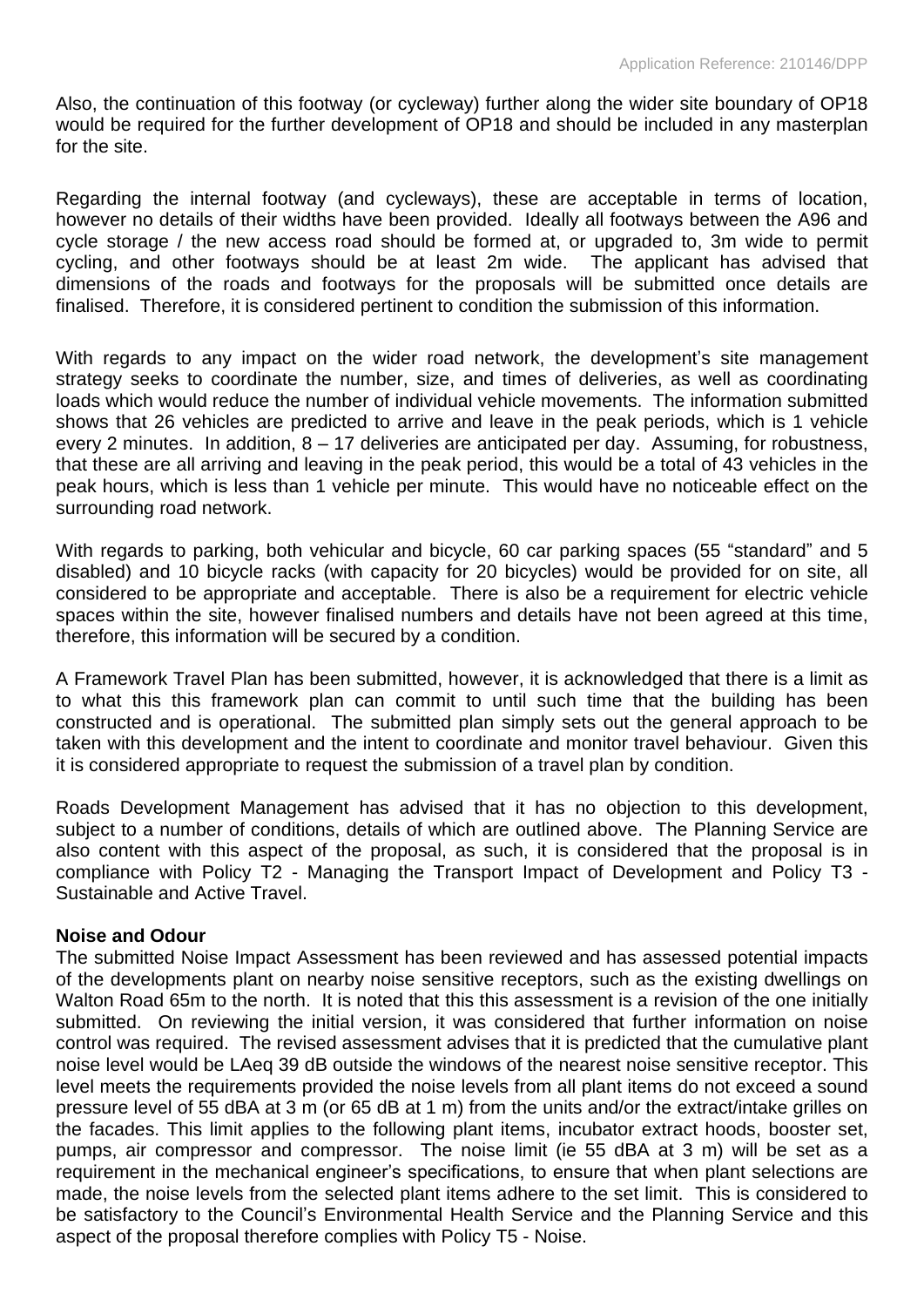Also, the continuation of this footway (or cycleway) further along the wider site boundary of OP18 would be required for the further development of OP18 and should be included in any masterplan for the site.

Regarding the internal footway (and cycleways), these are acceptable in terms of location, however no details of their widths have been provided. Ideally all footways between the A96 and cycle storage / the new access road should be formed at, or upgraded to, 3m wide to permit cycling, and other footways should be at least 2m wide. The applicant has advised that dimensions of the roads and footways for the proposals will be submitted once details are finalised. Therefore, it is considered pertinent to condition the submission of this information.

With regards to any impact on the wider road network, the development's site management strategy seeks to coordinate the number, size, and times of deliveries, as well as coordinating loads which would reduce the number of individual vehicle movements. The information submitted shows that 26 vehicles are predicted to arrive and leave in the peak periods, which is 1 vehicle every 2 minutes. In addition, 8 – 17 deliveries are anticipated per day. Assuming, for robustness, that these are all arriving and leaving in the peak period, this would be a total of 43 vehicles in the peak hours, which is less than 1 vehicle per minute. This would have no noticeable effect on the surrounding road network.

With regards to parking, both vehicular and bicycle, 60 car parking spaces (55 "standard" and 5 disabled) and 10 bicycle racks (with capacity for 20 bicycles) would be provided for on site, all considered to be appropriate and acceptable. There is also be a requirement for electric vehicle spaces within the site, however finalised numbers and details have not been agreed at this time, therefore, this information will be secured by a condition.

A Framework Travel Plan has been submitted, however, it is acknowledged that there is a limit as to what this this framework plan can commit to until such time that the building has been constructed and is operational. The submitted plan simply sets out the general approach to be taken with this development and the intent to coordinate and monitor travel behaviour. Given this it is considered appropriate to request the submission of a travel plan by condition.

Roads Development Management has advised that it has no objection to this development, subject to a number of conditions, details of which are outlined above. The Planning Service are also content with this aspect of the proposal, as such, it is considered that the proposal is in compliance with Policy T2 - Managing the Transport Impact of Development and Policy T3 - Sustainable and Active Travel.

**Noise and Odour**

The submitted Noise Impact Assessment has been reviewed and has assessed potential impacts of the developments plant on nearby noise sensitive receptors, such as the existing dwellings on Walton Road 65m to the north. It is noted that this this assessment is a revision of the one initially submitted. On reviewing the initial version, it was considered that further information on noise control was required. The revised assessment advises that it is predicted that the cumulative plant noise level would be LAeq 39 dB outside the windows of the nearest noise sensitive receptor. This level meets the requirements provided the noise levels from all plant items do not exceed a sound pressure level of 55 dBA at 3 m (or 65 dB at 1 m) from the units and/or the extract/intake grilles on the facades. This limit applies to the following plant items, incubator extract hoods, booster set, pumps, air compressor and compressor. The noise limit (ie 55 dBA at 3 m) will be set as a requirement in the mechanical engineer's specifications, to ensure that when plant selections are made, the noise levels from the selected plant items adhere to the set limit. This is considered to be satisfactory to the Council's Environmental Health Service and the Planning Service and this aspect of the proposal therefore complies with Policy T5 - Noise.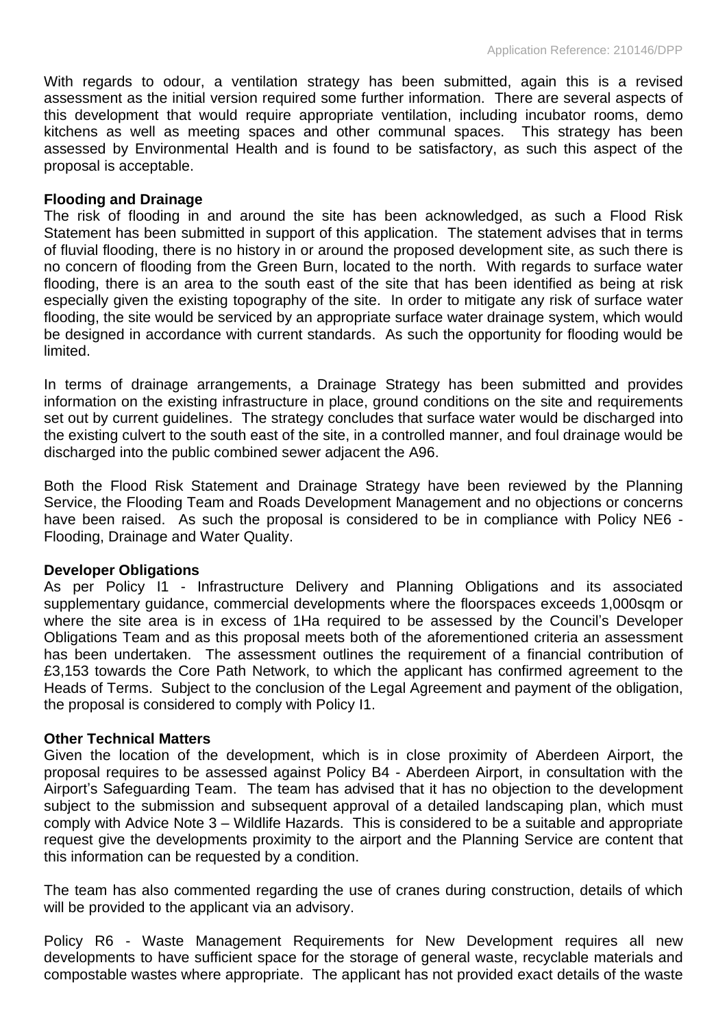With regards to odour, a ventilation strategy has been submitted, again this is a revised assessment as the initial version required some further information. There are several aspects of this development that would require appropriate ventilation, including incubator rooms, demo kitchens as well as meeting spaces and other communal spaces. This strategy has been assessed by Environmental Health and is found to be satisfactory, as such this aspect of the proposal is acceptable.

**Flooding and Drainage**

The risk of flooding in and around the site has been acknowledged, as such a Flood Risk Statement has been submitted in support of this application. The statement advises that in terms of fluvial flooding, there is no history in or around the proposed development site, as such there is no concern of flooding from the Green Burn, located to the north. With regards to surface water flooding, there is an area to the south east of the site that has been identified as being at risk especially given the existing topography of the site. In order to mitigate any risk of surface water flooding, the site would be serviced by an appropriate surface water drainage system, which would be designed in accordance with current standards. As such the opportunity for flooding would be limited.

In terms of drainage arrangements, a Drainage Strategy has been submitted and provides information on the existing infrastructure in place, ground conditions on the site and requirements set out by current guidelines. The strategy concludes that surface water would be discharged into the existing culvert to the south east of the site, in a controlled manner, and foul drainage would be discharged into the public combined sewer adjacent the A96.

Both the Flood Risk Statement and Drainage Strategy have been reviewed by the Planning Service, the Flooding Team and Roads Development Management and no objections or concerns have been raised. As such the proposal is considered to be in compliance with Policy NE6 - Flooding, Drainage and Water Quality.

**Developer Obligations**

As per Policy I1 - Infrastructure Delivery and Planning Obligations and its associated supplementary guidance, commercial developments where the floorspaces exceeds 1,000sqm or where the site area is in excess of 1Ha required to be assessed by the Council's Developer Obligations Team and as this proposal meets both of the aforementioned criteria an assessment has been undertaken. The assessment outlines the requirement of a financial contribution of £3,153 towards the Core Path Network, to which the applicant has confirmed agreement to the Heads of Terms. Subject to the conclusion of the Legal Agreement and payment of the obligation, the proposal is considered to comply with Policy I1.

**Other Technical Matters**

Given the location of the development, which is in close proximity of Aberdeen Airport, the proposal requires to be assessed against Policy B4 - Aberdeen Airport, in consultation with the Airport's Safeguarding Team. The team has advised that it has no objection to the development subject to the submission and subsequent approval of a detailed landscaping plan, which must comply with Advice Note 3 – Wildlife Hazards. This is considered to be a suitable and appropriate request give the developments proximity to the airport and the Planning Service are content that this information can be requested by a condition.

The team has also commented regarding the use of cranes during construction, details of which will be provided to the applicant via an advisory.

Policy R6 - Waste Management Requirements for New Development requires all new developments to have sufficient space for the storage of general waste, recyclable materials and compostable wastes where appropriate. The applicant has not provided exact details of the waste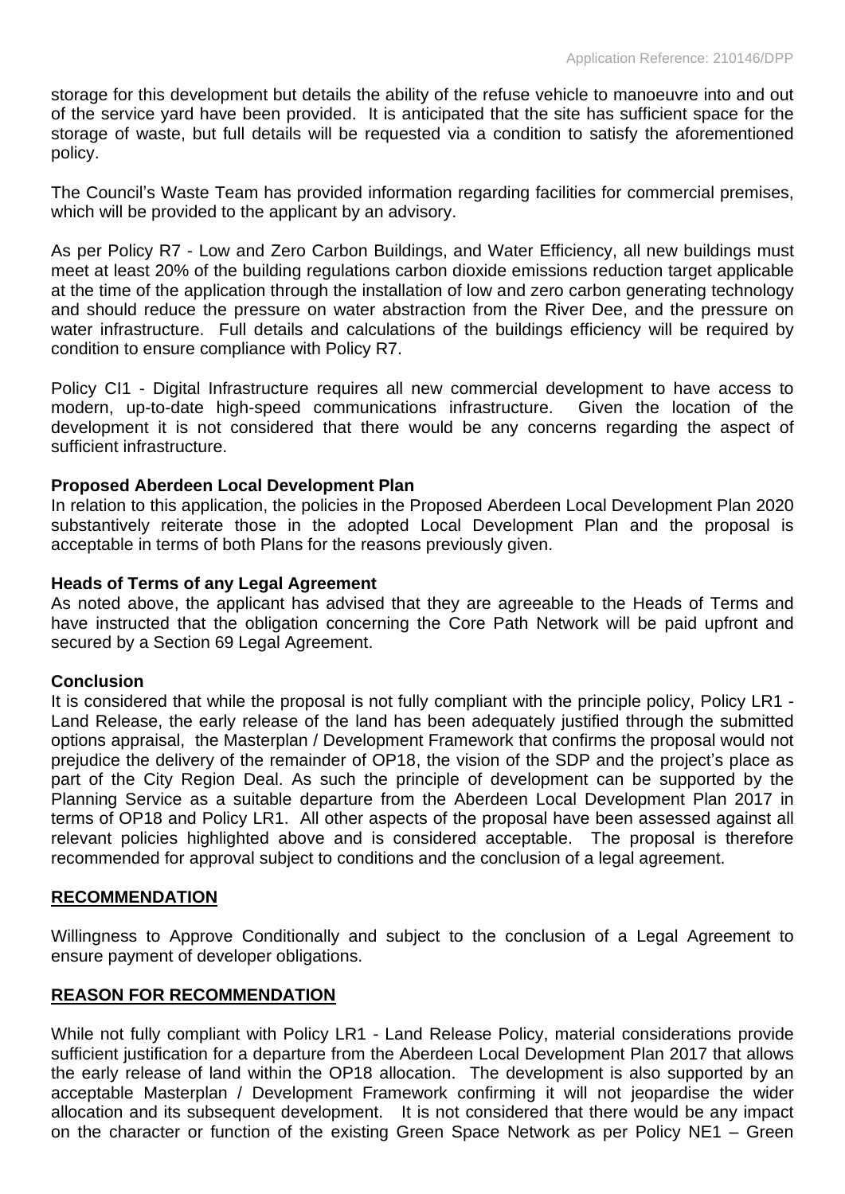storage for this development but details the ability of the refuse vehicle to manoeuvre into and out of the service yard have been provided. It is anticipated that the site has sufficient space for the storage of waste, but full details will be requested via a condition to satisfy the aforementioned policy.

The Council's Waste Team has provided information regarding facilities for commercial premises, which will be provided to the applicant by an advisory.

As per Policy R7 - Low and Zero Carbon Buildings, and Water Efficiency, all new buildings must meet at least 20% of the building regulations carbon dioxide emissions reduction target applicable at the time of the application through the installation of low and zero carbon generating technology and should reduce the pressure on water abstraction from the River Dee, and the pressure on water infrastructure. Full details and calculations of the buildings efficiency will be required by condition to ensure compliance with Policy R7.

Policy CI1 - Digital Infrastructure requires all new commercial development to have access to modern, up-to-date high-speed communications infrastructure. Given the location of the development it is not considered that there would be any concerns regarding the aspect of sufficient infrastructure.

**Proposed Aberdeen Local Development Plan**

In relation to this application, the policies in the Proposed Aberdeen Local Development Plan 2020 substantively reiterate those in the adopted Local Development Plan and the proposal is acceptable in terms of both Plans for the reasons previously given.

**Heads of Terms of any Legal Agreement**

As noted above, the applicant has advised that they are agreeable to the Heads of Terms and have instructed that the obligation concerning the Core Path Network will be paid upfront and secured by a Section 69 Legal Agreement.

**Conclusion**

It is considered that while the proposal is not fully compliant with the principle policy, Policy LR1 - Land Release, the early release of the land has been adequately justified through the submitted options appraisal, the Masterplan / Development Framework that confirms the proposal would not prejudice the delivery of the remainder of OP18, the vision of the SDP and the project's place as part of the City Region Deal. As such the principle of development can be supported by the Planning Service as a suitable departure from the Aberdeen Local Development Plan 2017 in terms of OP18 and Policy LR1. All other aspects of the proposal have been assessed against all relevant policies highlighted above and is considered acceptable. The proposal is therefore recommended for approval subject to conditions and the conclusion of a legal agreement.

## RECOMMENDATION

Willingness to Approve Conditionally and subject to the conclusion of a Legal Agreement to ensure payment of developer obligations.

## REASON FOR RECOMMENDATION

While not fully compliant with Policy LR1 - Land Release Policy, material considerations provide sufficient justification for a departure from the Aberdeen Local Development Plan 2017 that allows the early release of land within the OP18 allocation. The development is also supported by an acceptable Masterplan / Development Framework confirming it will not jeopardise the wider allocation and its subsequent development. It is not considered that there would be any impact on the character or function of the existing Green Space Network as per Policy NE1 – Green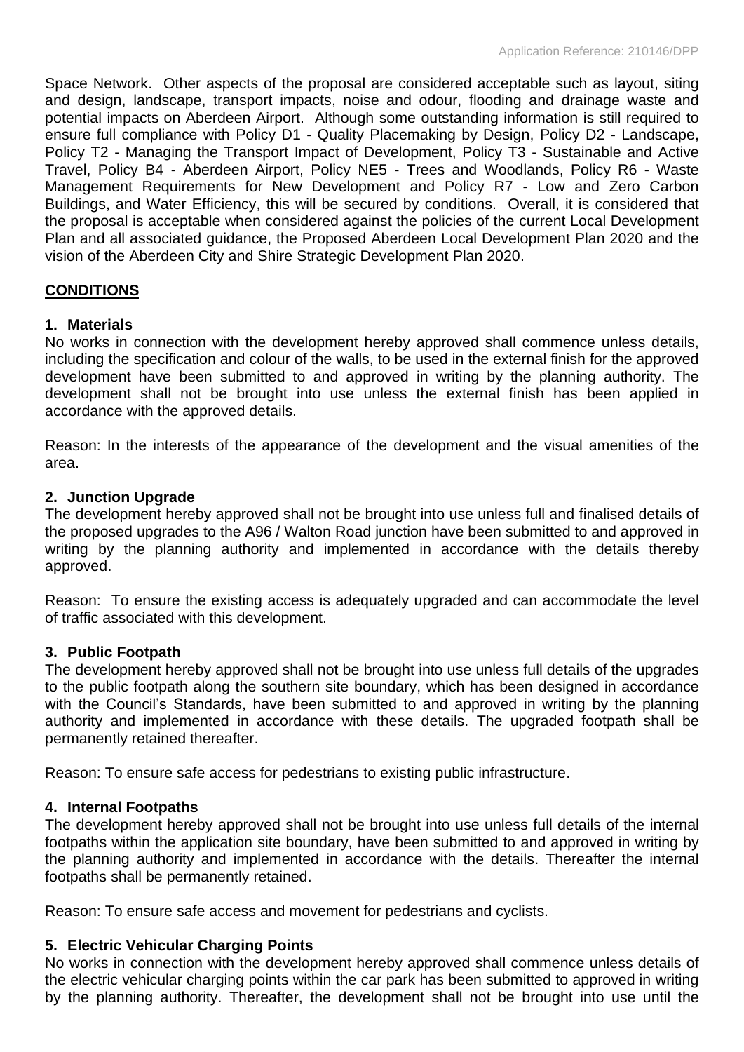Space Network. Other aspects of the proposal are considered acceptable such as layout, siting and design, landscape, transport impacts, noise and odour, flooding and drainage waste and potential impacts on Aberdeen Airport. Although some outstanding information is still required to ensure full compliance with Policy D1 - Quality Placemaking by Design, Policy D2 - Landscape, Policy T2 - Managing the Transport Impact of Development, Policy T3 - Sustainable and Active Travel, Policy B4 - Aberdeen Airport, Policy NE5 - Trees and Woodlands, Policy R6 - Waste Management Requirements for New Development and Policy R7 - Low and Zero Carbon Buildings, and Water Efficiency, this will be secured by conditions. Overall, it is considered that the proposal is acceptable when considered against the policies of the current Local Development Plan and all associated guidance, the Proposed Aberdeen Local Development Plan 2020 and the vision of the Aberdeen City and Shire Strategic Development Plan 2020.

## CONDITIONS

### 1. Materials

No works in connection with the development hereby approved shall commence unless details, including the specification and colour of the walls, to be used in the external finish for the approved development have been submitted to and approved in writing by the planning authority. The development shall not be brought into use unless the external finish has been applied in accordance with the approved details.

Reason: In the interests of the appearance of the development and the visual amenities of the area.

### 2. Junction Upgrade

The development hereby approved shall not be brought into use unless full and finalised details of the proposed upgrades to the A96 / Walton Road junction have been submitted to and approved in writing by the planning authority and implemented in accordance with the details thereby approved.

Reason: To ensure the existing access is adequately upgraded and can accommodate the level of traffic associated with this development.

### 3. Public Footpath

The development hereby approved shall not be brought into use unless full details of the upgrades to the public footpath along the southern site boundary, which has been designed in accordance with the Council's Standards, have been submitted to and approved in writing by the planning authority and implemented in accordance with these details. The upgraded footpath shall be permanently retained thereafter.

Reason: To ensure safe access for pedestrians to existing public infrastructure.

### 4. Internal Footpaths

The development hereby approved shall not be brought into use unless full details of the internal footpaths within the application site boundary, have been submitted to and approved in writing by the planning authority and implemented in accordance with the details. Thereafter the internal footpaths shall be permanently retained.

Reason: To ensure safe access and movement for pedestrians and cyclists.

### 5. Electric Vehicular Charging Points

No works in connection with the development hereby approved shall commence unless details of the electric vehicular charging points within the car park has been submitted to approved in writing by the planning authority. Thereafter, the development shall not be brought into use until the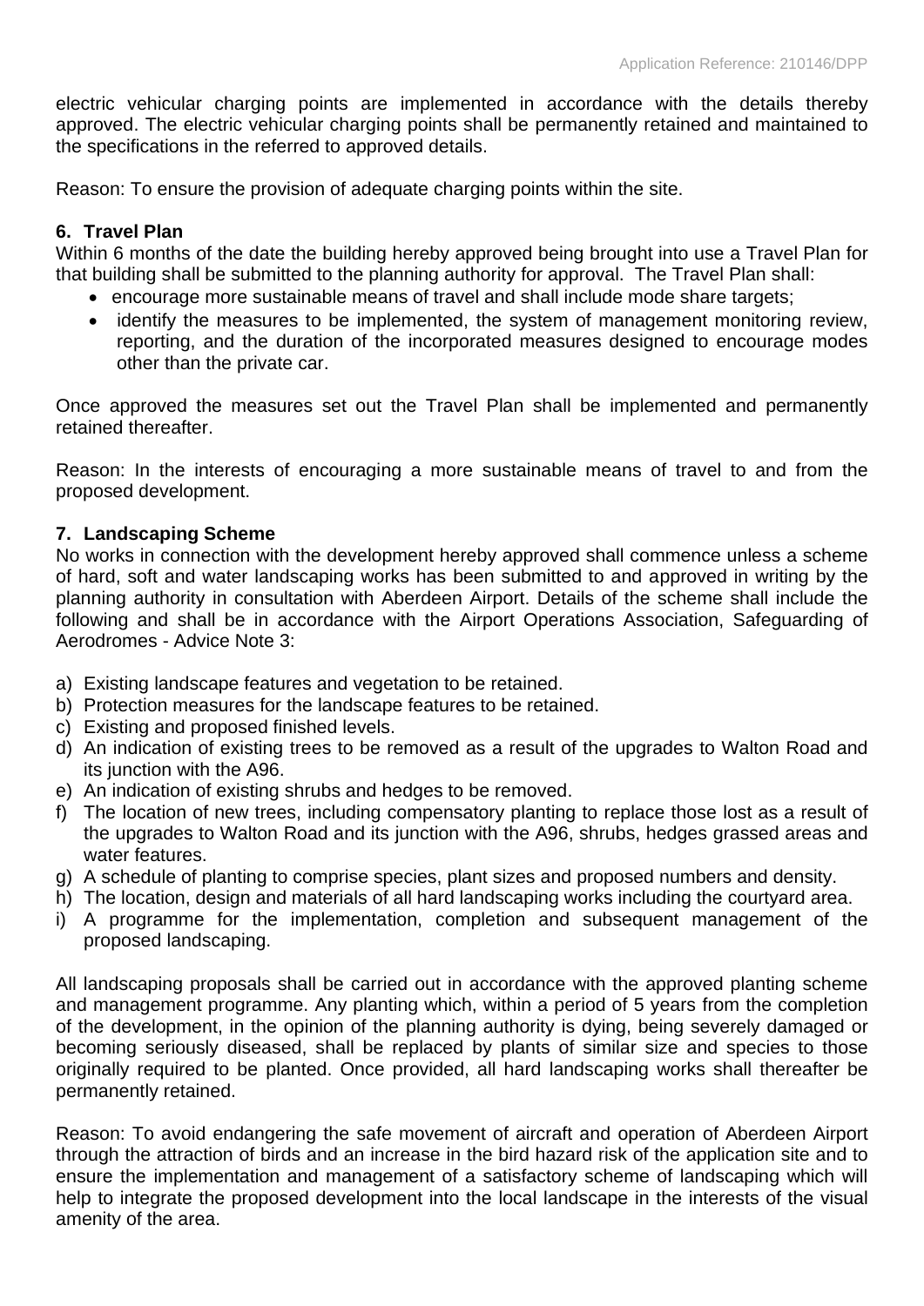electric vehicular charging points are implemented in accordance with the details thereby approved. The electric vehicular charging points shall be permanently retained and maintained to the specifications in the referred to approved details.

Reason: To ensure the provision of adequate charging points within the site.

**6. Travel Plan**

Within 6 months of the date the building hereby approved being brought into use a Travel Plan for that building shall be submitted to the planning authority for approval. The Travel Plan shall:

- encourage more sustainable means of travel and shall include mode share targets;
- identify the measures to be implemented, the system of management monitoring review, reporting, and the duration of the incorporated measures designed to encourage modes other than the private car.

Once approved the measures set out the Travel Plan shall be implemented and permanently retained thereafter.

Reason: In the interests of encouraging a more sustainable means of travel to and from the proposed development.

**7. Landscaping Scheme**

No works in connection with the development hereby approved shall commence unless a scheme of hard, soft and water landscaping works has been submitted to and approved in writing by the planning authority in consultation with Aberdeen Airport. Details of the scheme shall include the following and shall be in accordance with the Airport Operations Association, Safeguarding of Aerodromes - Advice Note 3:

a) Existing landscape features and vegetation to be retained.
b) Protection measures for the landscape features to be retained.
c) Existing and proposed finished levels.
d) An indication of existing trees to be removed as a result of the upgrades to Walton Road and its junction with the A96.
e) An indication of existing shrubs and hedges to be removed.
f) The location of new trees, including compensatory planting to replace those lost as a result of the upgrades to Walton Road and its junction with the A96, shrubs, hedges grassed areas and water features.
g) A schedule of planting to comprise species, plant sizes and proposed numbers and density.
h) The location, design and materials of all hard landscaping works including the courtyard area.
i) A programme for the implementation, completion and subsequent management of the proposed landscaping.

All landscaping proposals shall be carried out in accordance with the approved planting scheme and management programme. Any planting which, within a period of 5 years from the completion of the development, in the opinion of the planning authority is dying, being severely damaged or becoming seriously diseased, shall be replaced by plants of similar size and species to those originally required to be planted. Once provided, all hard landscaping works shall thereafter be permanently retained.

Reason: To avoid endangering the safe movement of aircraft and operation of Aberdeen Airport through the attraction of birds and an increase in the bird hazard risk of the application site and to ensure the implementation and management of a satisfactory scheme of landscaping which will help to integrate the proposed development into the local landscape in the interests of the visual amenity of the area.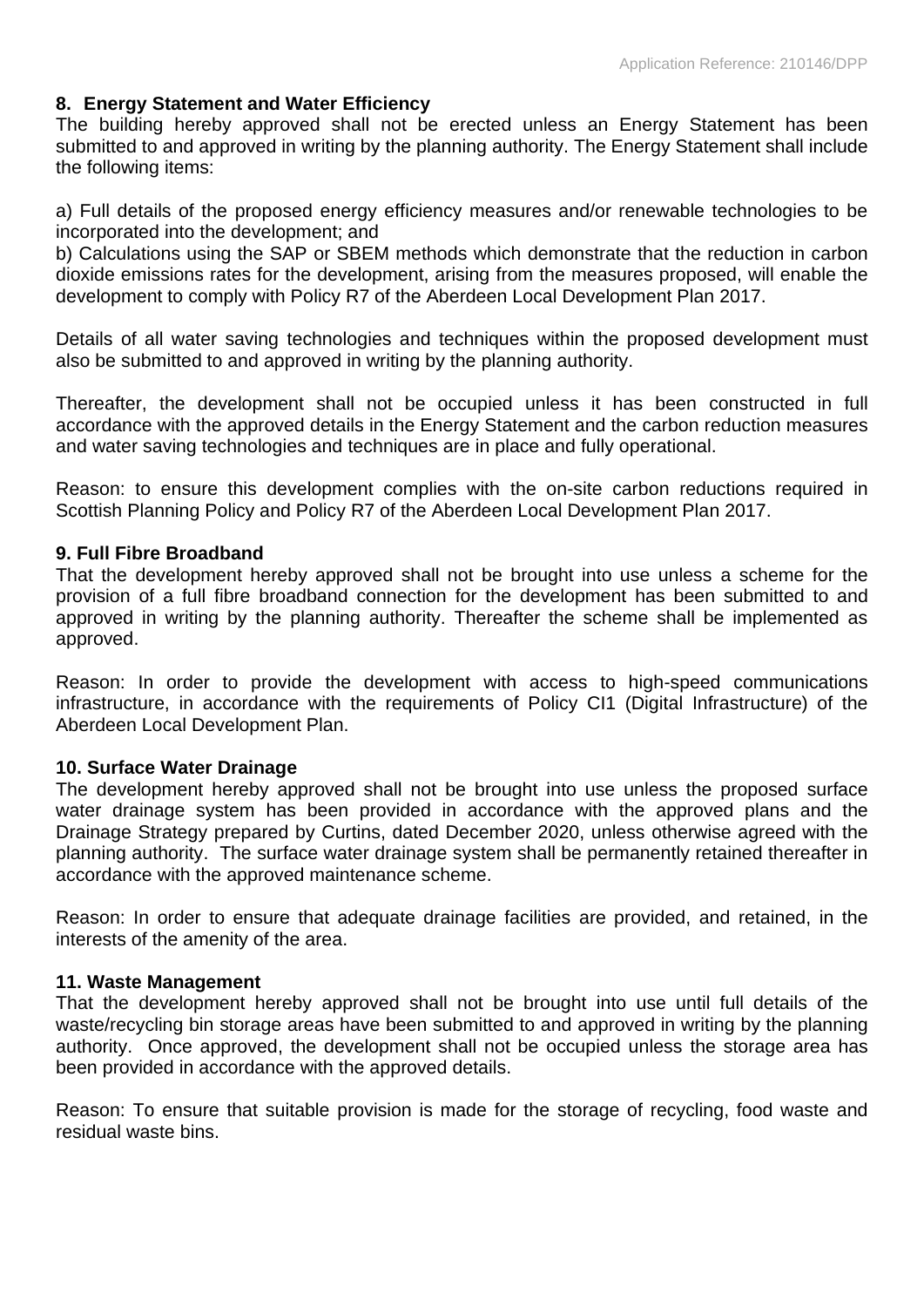**8. Energy Statement and Water Efficiency**

The building hereby approved shall not be erected unless an Energy Statement has been submitted to and approved in writing by the planning authority. The Energy Statement shall include the following items:

a) Full details of the proposed energy efficiency measures and/or renewable technologies to be incorporated into the development; and

b) Calculations using the SAP or SBEM methods which demonstrate that the reduction in carbon dioxide emissions rates for the development, arising from the measures proposed, will enable the development to comply with Policy R7 of the Aberdeen Local Development Plan 2017.

Details of all water saving technologies and techniques within the proposed development must also be submitted to and approved in writing by the planning authority.

Thereafter, the development shall not be occupied unless it has been constructed in full accordance with the approved details in the Energy Statement and the carbon reduction measures and water saving technologies and techniques are in place and fully operational.

Reason: to ensure this development complies with the on-site carbon reductions required in Scottish Planning Policy and Policy R7 of the Aberdeen Local Development Plan 2017.

**9. Full Fibre Broadband**

That the development hereby approved shall not be brought into use unless a scheme for the provision of a full fibre broadband connection for the development has been submitted to and approved in writing by the planning authority. Thereafter the scheme shall be implemented as approved.

Reason: In order to provide the development with access to high-speed communications infrastructure, in accordance with the requirements of Policy CI1 (Digital Infrastructure) of the Aberdeen Local Development Plan.

**10. Surface Water Drainage**

The development hereby approved shall not be brought into use unless the proposed surface water drainage system has been provided in accordance with the approved plans and the Drainage Strategy prepared by Curtins, dated December 2020, unless otherwise agreed with the planning authority. The surface water drainage system shall be permanently retained thereafter in accordance with the approved maintenance scheme.

Reason: In order to ensure that adequate drainage facilities are provided, and retained, in the interests of the amenity of the area.

**11. Waste Management**

That the development hereby approved shall not be brought into use until full details of the waste/recycling bin storage areas have been submitted to and approved in writing by the planning authority. Once approved, the development shall not be occupied unless the storage area has been provided in accordance with the approved details.

Reason: To ensure that suitable provision is made for the storage of recycling, food waste and residual waste bins.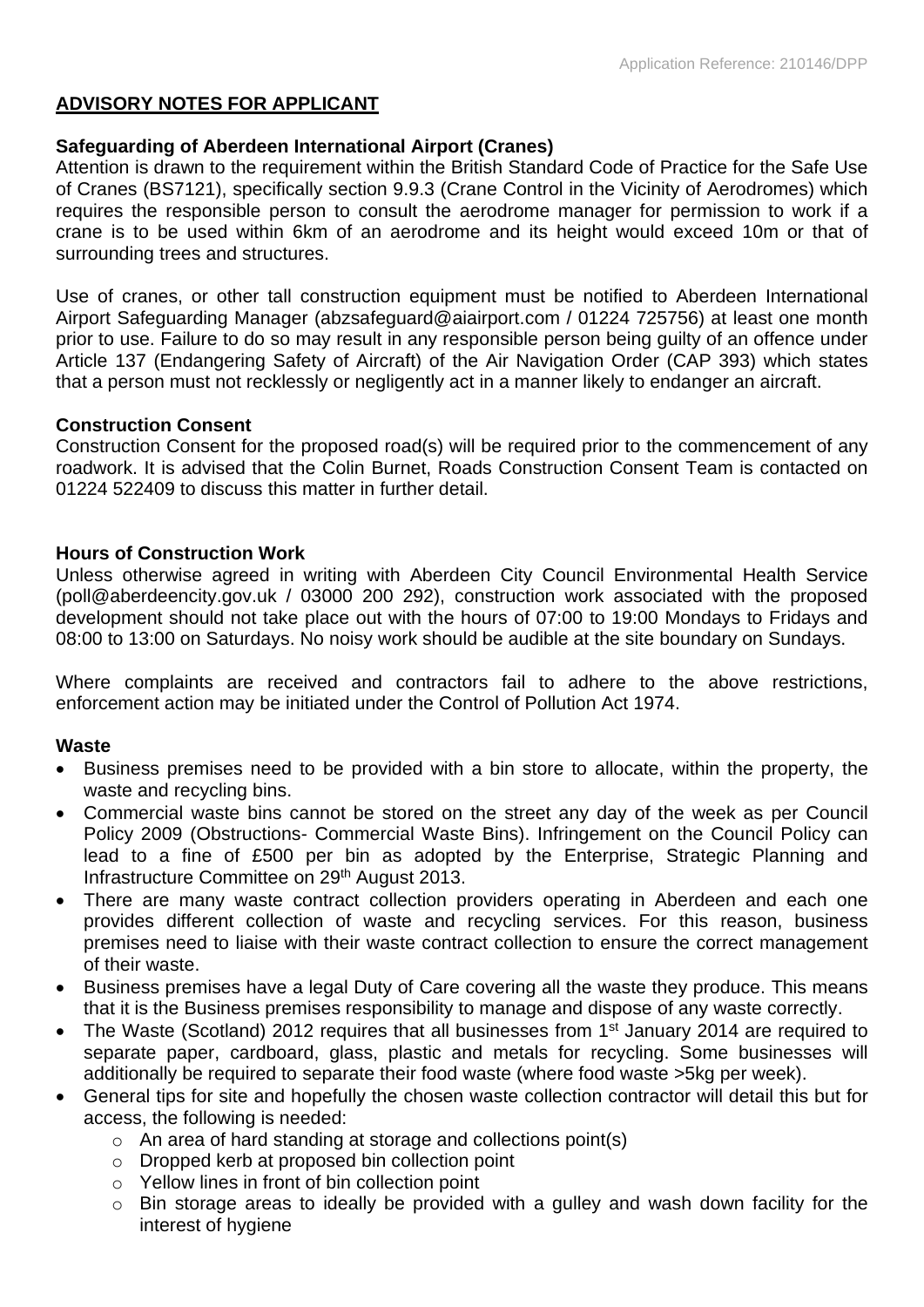## ADVISORY NOTES FOR APPLICANT

### Safeguarding of Aberdeen International Airport (Cranes)

Attention is drawn to the requirement within the British Standard Code of Practice for the Safe Use of Cranes (BS7121), specifically section 9.9.3 (Crane Control in the Vicinity of Aerodromes) which requires the responsible person to consult the aerodrome manager for permission to work if a crane is to be used within 6km of an aerodrome and its height would exceed 10m or that of surrounding trees and structures.

Use of cranes, or other tall construction equipment must be notified to Aberdeen International Airport Safeguarding Manager (abzsafeguard@aiairport.com / 01224 725756) at least one month prior to use. Failure to do so may result in any responsible person being guilty of an offence under Article 137 (Endangering Safety of Aircraft) of the Air Navigation Order (CAP 393) which states that a person must not recklessly or negligently act in a manner likely to endanger an aircraft.

### Construction Consent

Construction Consent for the proposed road(s) will be required prior to the commencement of any roadwork. It is advised that the Colin Burnet, Roads Construction Consent Team is contacted on 01224 522409 to discuss this matter in further detail.

### Hours of Construction Work

Unless otherwise agreed in writing with Aberdeen City Council Environmental Health Service (poll@aberdeencity.gov.uk / 03000 200 292), construction work associated with the proposed development should not take place out with the hours of 07:00 to 19:00 Mondays to Fridays and 08:00 to 13:00 on Saturdays. No noisy work should be audible at the site boundary on Sundays.

Where complaints are received and contractors fail to adhere to the above restrictions, enforcement action may be initiated under the Control of Pollution Act 1974.

### Waste

- Business premises need to be provided with a bin store to allocate, within the property, the waste and recycling bins.
- Commercial waste bins cannot be stored on the street any day of the week as per Council Policy 2009 (Obstructions- Commercial Waste Bins). Infringement on the Council Policy can lead to a fine of £500 per bin as adopted by the Enterprise, Strategic Planning and Infrastructure Committee on 29th August 2013.
- There are many waste contract collection providers operating in Aberdeen and each one provides different collection of waste and recycling services. For this reason, business premises need to liaise with their waste contract collection to ensure the correct management of their waste.
- Business premises have a legal Duty of Care covering all the waste they produce. This means that it is the Business premises responsibility to manage and dispose of any waste correctly.
- The Waste (Scotland) 2012 requires that all businesses from 1st January 2014 are required to separate paper, cardboard, glass, plastic and metals for recycling. Some businesses will additionally be required to separate their food waste (where food waste >5kg per week).
- General tips for site and hopefully the chosen waste collection contractor will detail this but for access, the following is needed:
  - An area of hard standing at storage and collections point(s)
  - Dropped kerb at proposed bin collection point
  - Yellow lines in front of bin collection point
  - Bin storage areas to ideally be provided with a gulley and wash down facility for the interest of hygiene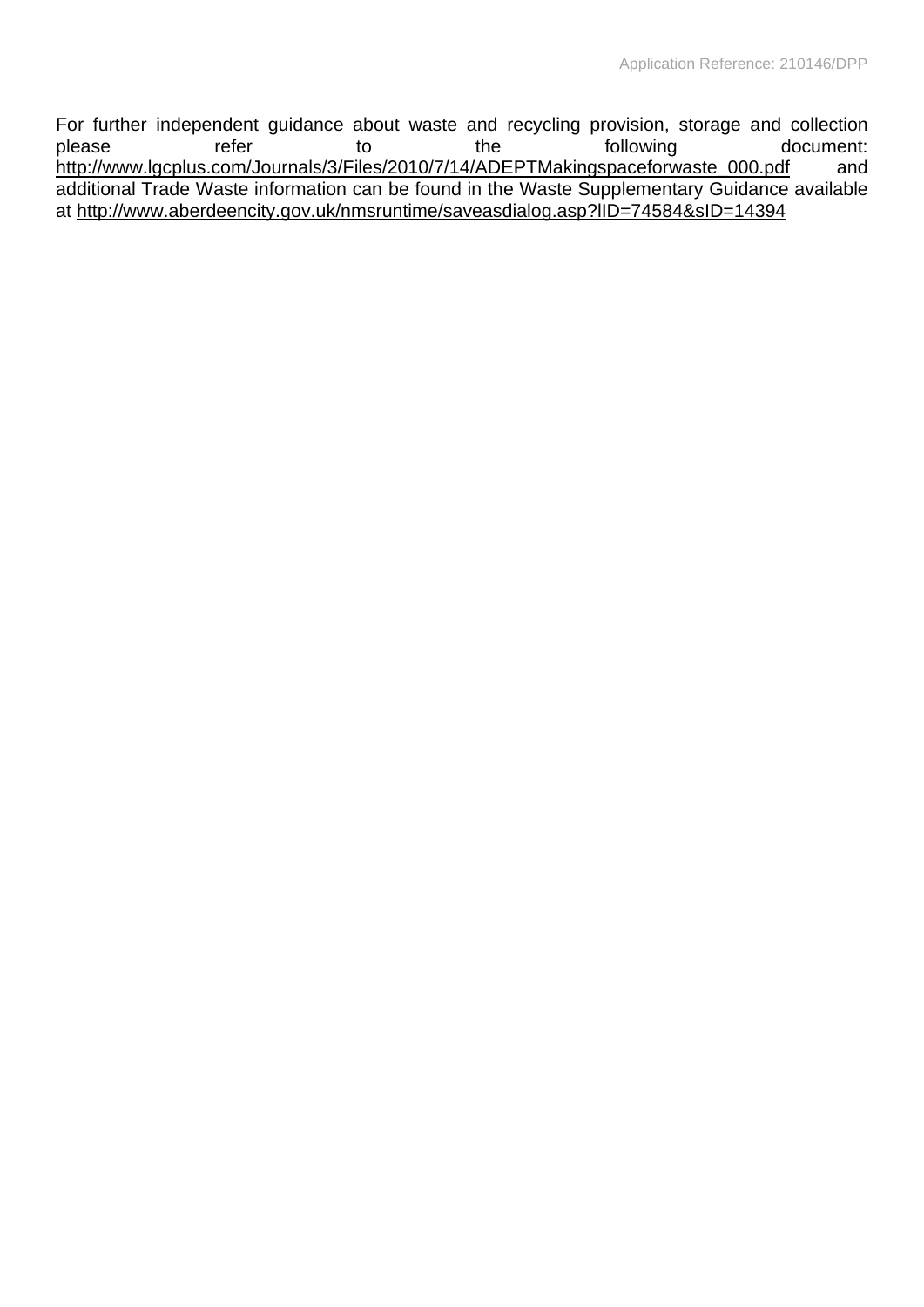For further independent guidance about waste and recycling provision, storage and collection please refer to the following document: http://www.lgcplus.com/Journals/3/Files/2010/7/14/ADEPTMakingspaceforwaste_000.pdf and additional Trade Waste information can be found in the Waste Supplementary Guidance available at http://www.aberdeencity.gov.uk/nmsruntime/saveasdialog.asp?lID=74584&sID=14394